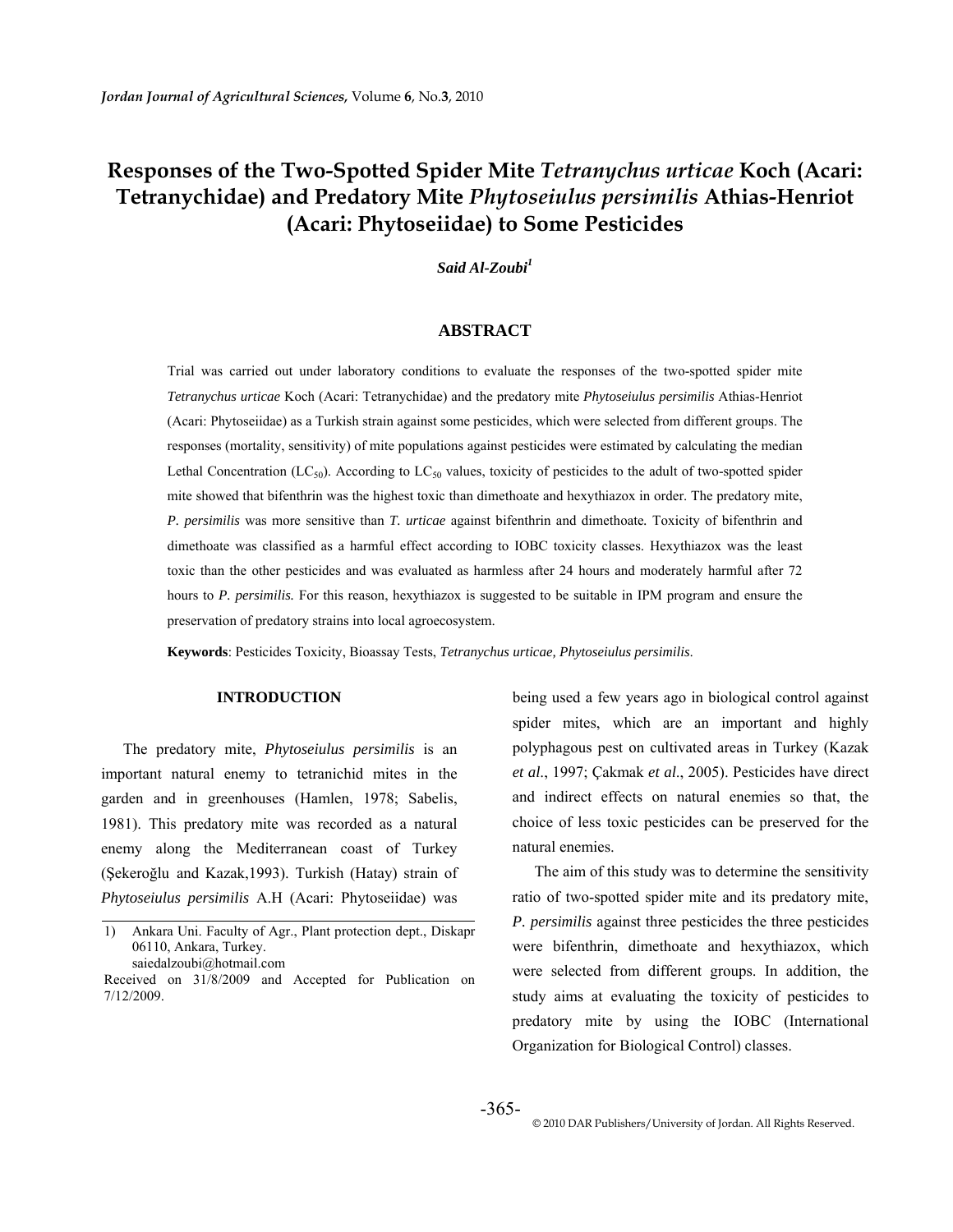# Responses of the Two-Spotted Spider Mite *Tetranychus urticae* Koch (Acari: Tetranychidae) and Predatory Mite *Phytoseiulus persimilis* Athias-Henriot (Acari: Phytoseiidae) to Some Pesticides

***Said Al-Zoubi*** [1]

## ABSTRACT

Trial was carried out under laboratory conditions to evaluate the responses of the two-spotted spider mite *Tetranychus urticae* Koch (Acari: Tetranychidae) and the predatory mite *Phytoseiulus persimilis* Athias-Henriot (Acari: Phytoseiidae) as a Turkish strain against some pesticides, which were selected from different groups. The responses (mortality, sensitivity) of mite populations against pesticides were estimated by calculating the median Lethal Concentration ($LC_{50}$). According to $LC_{50}$ values, toxicity of pesticides to the adult of two-spotted spider mite showed that bifenthrin was the highest toxic than dimethoate and hexythiazox in order. The predatory mite, *P. persimilis* was more sensitive than *T. urticae* against bifenthrin and dimethoate. Toxicity of bifenthrin and dimethoate was classified as a harmful effect according to IOBC toxicity classes. Hexythiazox was the least toxic than the other pesticides and was evaluated as harmless after 24 hours and moderately harmful after 72 hours to *P. persimilis.* For this reason, hexythiazox is suggested to be suitable in IPM program and ensure the preservation of predatory strains into local agroecosystem.

**Keywords**: Pesticides Toxicity, Bioassay Tests, *Tetranychus urticae, Phytoseiulus persimilis*.

## INTRODUCTION

The predatory mite, *Phytoseiulus persimilis* is an important natural enemy to tetranichid mites in the garden and in greenhouses (Hamlen, 1978; Sabelis, 1981). This predatory mite was recorded as a natural enemy along the Mediterranean coast of Turkey (Şekeroğlu and Kazak,1993). Turkish (Hatay) strain of *Phytoseiulus persimilis* A.H (Acari: Phytoseiidae) was being used a few years ago in biological control against spider mites, which are an important and highly polyphagous pest on cultivated areas in Turkey (Kazak *et al*., 1997; Çakmak *et al*., 2005). Pesticides have direct and indirect effects on natural enemies so that, the choice of less toxic pesticides can be preserved for the natural enemies.

The aim of this study was to determine the sensitivity ratio of two-spotted spider mite and its predatory mite, *P. persimilis* against three pesticides the three pesticides were bifenthrin, dimethoate and hexythiazox, which were selected from different groups. In addition, the study aims at evaluating the toxicity of pesticides to predatory mite by using the IOBC (International Organization for Biological Control) classes.

---

1) Ankara Uni. Faculty of Agr., Plant protection dept., Diskapr 06110, Ankara, Turkey.
saiedalzoubi@hotmail.com

Received on 31/8/2009 and Accepted for Publication on 7/12/2009.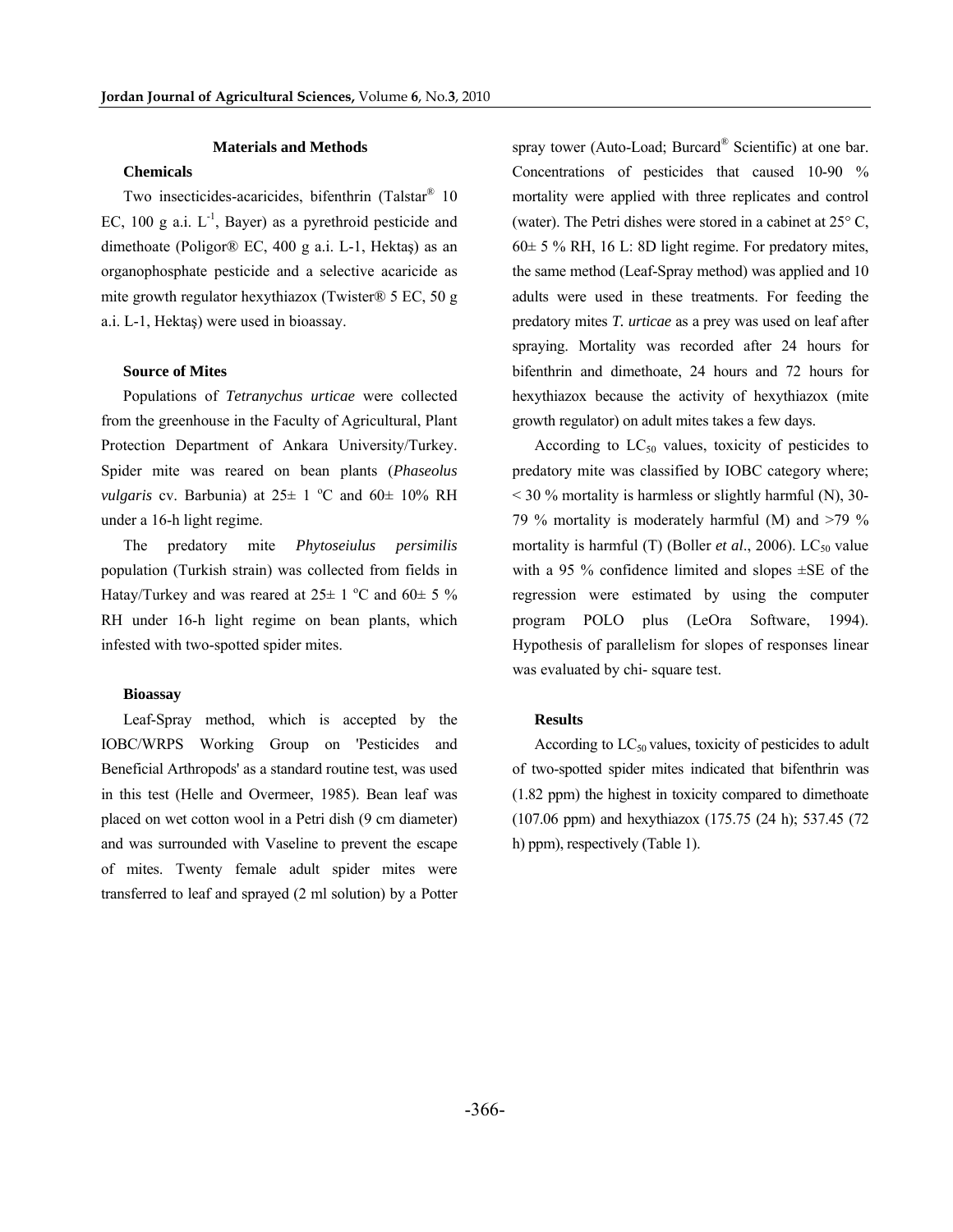## Materials and Methods

### Chemicals

Two insecticides-acaricides, bifenthrin (Talstar® 10 EC, 100 g a.i. $L^{-1}$, Bayer) as a pyrethroid pesticide and dimethoate (Poligor® EC, 400 g a.i. L-1, Hektaş) as an organophosphate pesticide and a selective acaricide as mite growth regulator hexythiazox (Twister® 5 EC, 50 g a.i. L-1, Hektaş) were used in bioassay.

### Source of Mites

Populations of *Tetranychus urticae* were collected from the greenhouse in the Faculty of Agricultural, Plant Protection Department of Ankara University/Turkey. Spider mite was reared on bean plants (*Phaseolus vulgaris* cv. Barbunia) at 25± 1 °C and 60± 10% RH under a 16-h light regime.

The predatory mite *Phytoseiulus persimilis* population (Turkish strain) was collected from fields in Hatay/Turkey and was reared at 25± 1 °C and 60± 5 % RH under 16-h light regime on bean plants, which infested with two-spotted spider mites.

### Bioassay

Leaf-Spray method, which is accepted by the IOBC/WRPS Working Group on 'Pesticides and Beneficial Arthropods' as a standard routine test, was used in this test (Helle and Overmeer, 1985). Bean leaf was placed on wet cotton wool in a Petri dish (9 cm diameter) and was surrounded with Vaseline to prevent the escape of mites. Twenty female adult spider mites were transferred to leaf and sprayed (2 ml solution) by a Potter spray tower (Auto-Load; Burcard® Scientific) at one bar. Concentrations of pesticides that caused 10-90 % mortality were applied with three replicates and control (water). The Petri dishes were stored in a cabinet at 25° C, 60± 5 % RH, 16 L: 8D light regime. For predatory mites, the same method (Leaf-Spray method) was applied and 10 adults were used in these treatments. For feeding the predatory mites *T. urticae* as a prey was used on leaf after spraying. Mortality was recorded after 24 hours for bifenthrin and dimethoate, 24 hours and 72 hours for hexythiazox because the activity of hexythiazox (mite growth regulator) on adult mites takes a few days.

According to $LC_{50}$ values, toxicity of pesticides to predatory mite was classified by IOBC category where; < 30 % mortality is harmless or slightly harmful (N), 30-79 % mortality is moderately harmful (M) and >79 % mortality is harmful (T) (Boller *et al*., 2006). $LC_{50}$ value with a 95 % confidence limited and slopes ±SE of the regression were estimated by using the computer program POLO plus (LeOra Software, 1994). Hypothesis of parallelism for slopes of responses linear was evaluated by chi- square test.

## Results

According to $LC_{50}$ values, toxicity of pesticides to adult of two-spotted spider mites indicated that bifenthrin was (1.82 ppm) the highest in toxicity compared to dimethoate (107.06 ppm) and hexythiazox (175.75 (24 h); 537.45 (72 h) ppm), respectively (Table 1).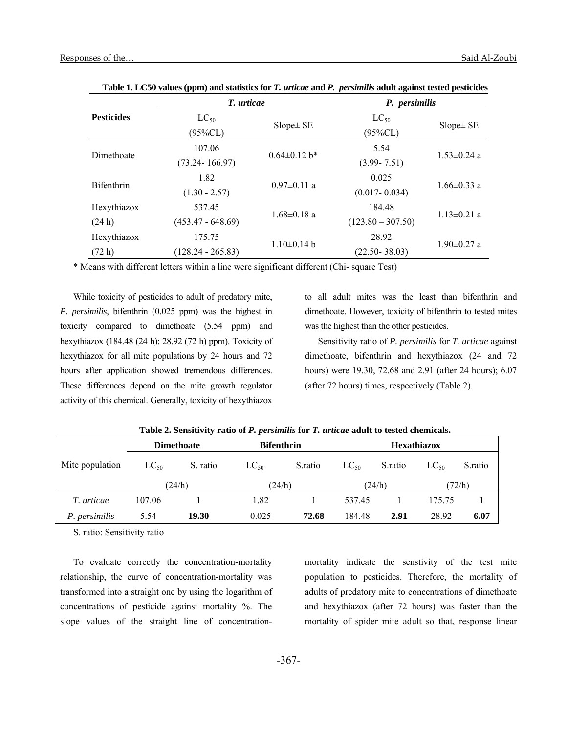**Table 1. LC50 values (ppm) and statistics for *T. urticae* and *P. persimilis* adult against tested pesticides**

| Pesticides | *T. urticae* | | *P. persimilis* | |
|---|---|---|---|---|
| | $LC_{50}$ (95%CL) | Slope± SE | $LC_{50}$ (95%CL) | Slope± SE |
| Dimethoate | 107.06 (73.24- 166.97) | 0.64±0.12 b* | 5.54 (3.99- 7.51) | 1.53±0.24 a |
| Bifenthrin | 1.82 (1.30 - 2.57) | 0.97±0.11 a | 0.025 (0.017- 0.034) | 1.66±0.33 a |
| Hexythiazox (24 h) | 537.45 (453.47 - 648.69) | 1.68±0.18 a | 184.48 (123.80 – 307.50) | 1.13±0.21 a |
| Hexythiazox (72 h) | 175.75 (128.24 - 265.83) | 1.10±0.14 b | 28.92 (22.50- 38.03) | 1.90±0.27 a |

\* Means with different letters within a line were significant different (Chi- square Test)

While toxicity of pesticides to adult of predatory mite, *P. persimilis*, bifenthrin (0.025 ppm) was the highest in toxicity compared to dimethoate (5.54 ppm) and hexythiazox (184.48 (24 h); 28.92 (72 h) ppm). Toxicity of hexythiazox for all mite populations by 24 hours and 72 hours after application showed tremendous differences. These differences depend on the mite growth regulator activity of this chemical. Generally, toxicity of hexythiazox to all adult mites was the least than bifenthrin and dimethoate. However, toxicity of bifenthrin to tested mites was the highest than the other pesticides.

Sensitivity ratio of *P. persimilis* for *T. urticae* against dimethoate, bifenthrin and hexythiazox (24 and 72 hours) were 19.30, 72.68 and 2.91 (after 24 hours); 6.07 (after 72 hours) times, respectively (Table 2).

**Table 2. Sensitivity ratio of *P. persimilis* for *T. urticae* adult to tested chemicals.**

| Mite population | Dimethoate | | Bifenthrin | | Hexathiazox | | | |
|---|---|---|---|---|---|---|---|---|
| | $LC_{50}$ | S. ratio | $LC_{50}$ | S.ratio | $LC_{50}$ | S.ratio | $LC_{50}$ | S.ratio |
| | (24/h) | | (24/h) | | (24/h) | | (72/h) | |
| *T. urticae* | 107.06 | 1 | 1.82 | 1 | 537.45 | 1 | 175.75 | 1 |
| *P. persimilis* | 5.54 | **19.30** | 0.025 | **72.68** | 184.48 | **2.91** | 28.92 | **6.07** |

S. ratio: Sensitivity ratio

To evaluate correctly the concentration-mortality relationship, the curve of concentration-mortality was transformed into a straight one by using the logarithm of concentrations of pesticide against mortality %. The slope values of the straight line of concentration-mortality indicate the senstivity of the test mite population to pesticides. Therefore, the mortality of adults of predatory mite to concentrations of dimethoate and hexythiazox (after 72 hours) was faster than the mortality of spider mite adult so that, response linear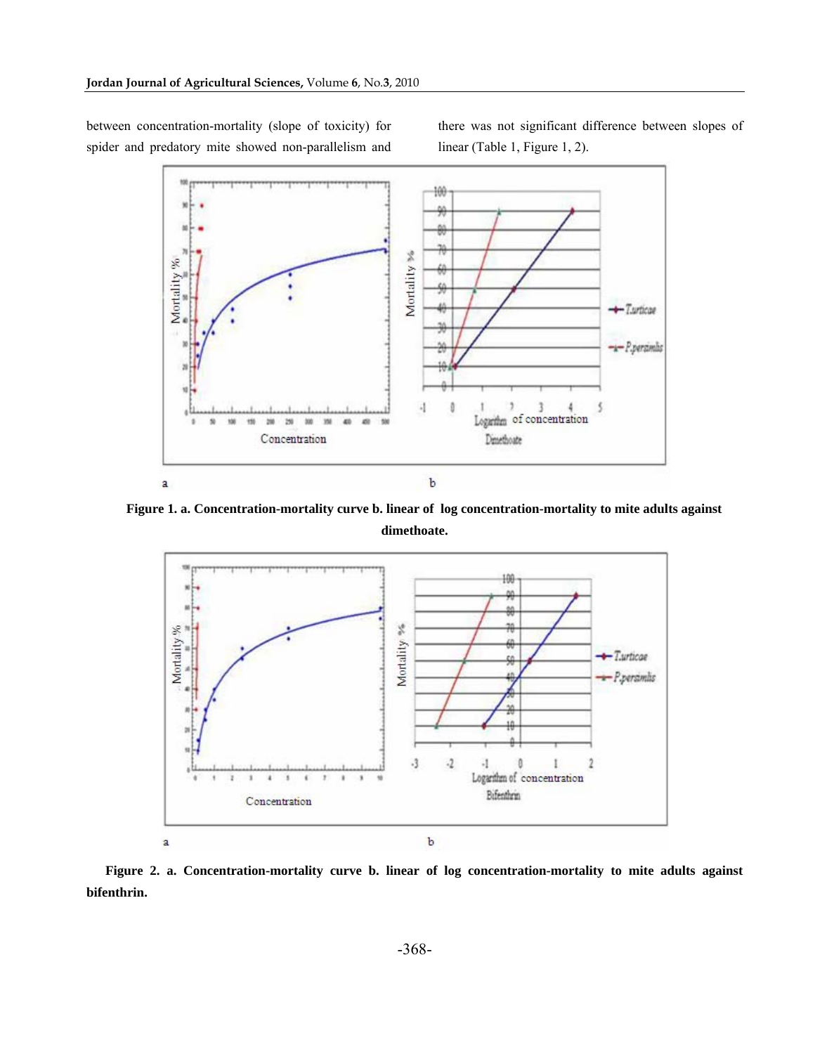between concentration-mortality (slope of toxicity) for spider and predatory mite showed non-parallelism and there was not significant difference between slopes of linear (Table 1, Figure 1, 2).

**Figure 1. a. Concentration-mortality curve b. linear of log concentration-mortality to mite adults against dimethoate.**

**Figure 2. a. Concentration-mortality curve b. linear of log concentration-mortality to mite adults against bifenthrin.**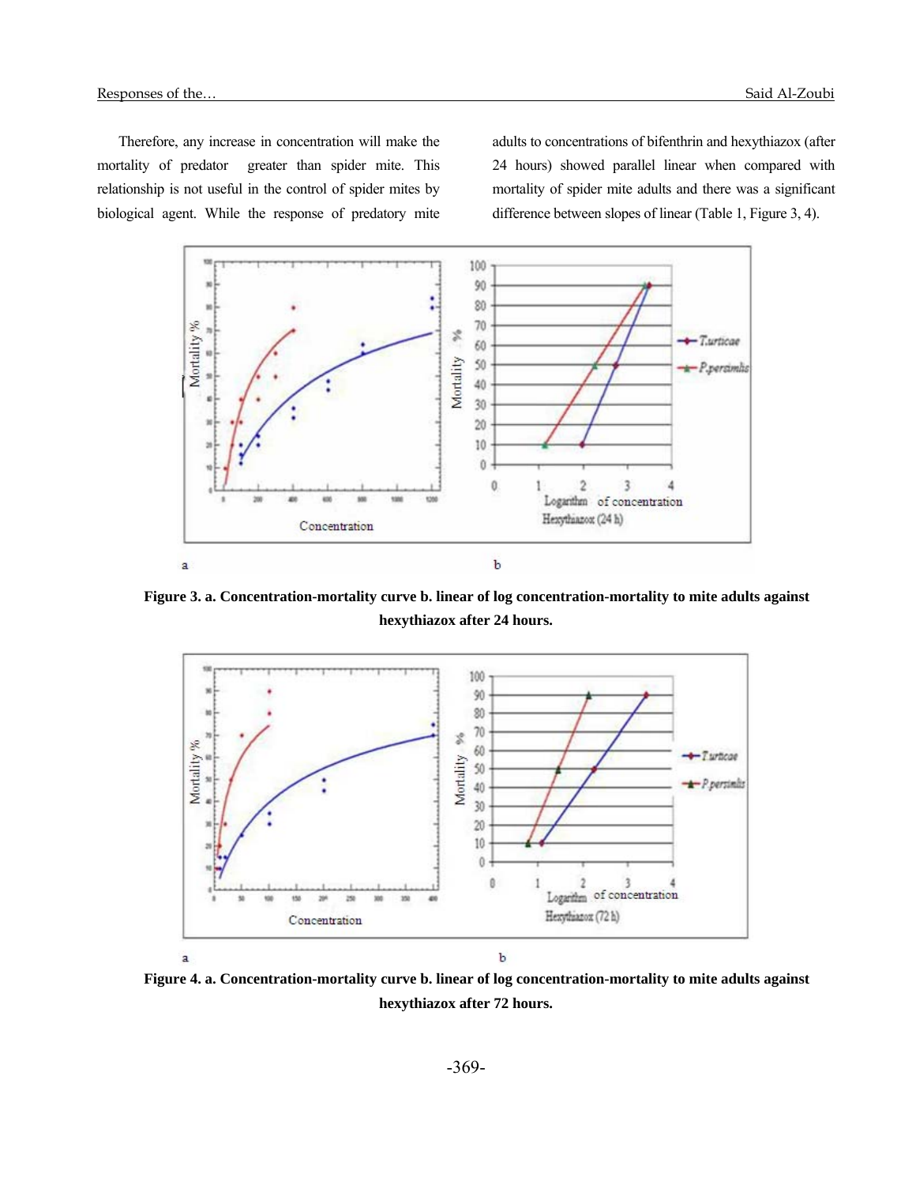Therefore, any increase in concentration will make the mortality of predator greater than spider mite. This relationship is not useful in the control of spider mites by biological agent. While the response of predatory mite adults to concentrations of bifenthrin and hexythiazox (after 24 hours) showed parallel linear when compared with mortality of spider mite adults and there was a significant difference between slopes of linear (Table 1, Figure 3, 4).

**Figure 3. a. Concentration-mortality curve b. linear of log concentration-mortality to mite adults against hexythiazox after 24 hours.**

**Figure 4. a. Concentration-mortality curve b. linear of log concentration-mortality to mite adults against hexythiazox after 72 hours.**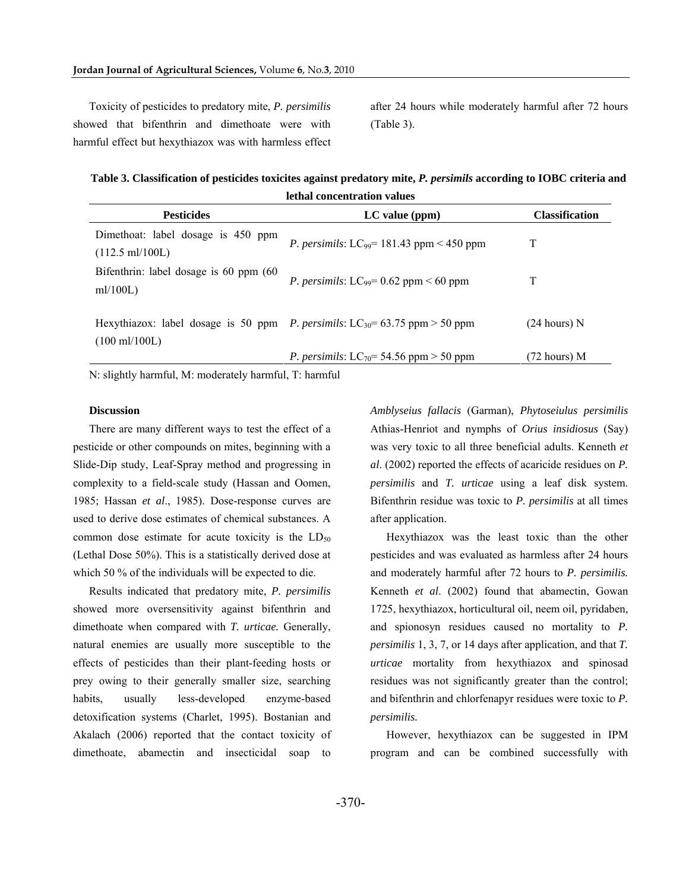Toxicity of pesticides to predatory mite, *P. persimilis* showed that bifenthrin and dimethoate were with harmful effect but hexythiazox was with harmless effect after 24 hours while moderately harmful after 72 hours (Table 3).

**Table 3. Classification of pesticides toxicites against predatory mite, *P. persimils* according to IOBC criteria and lethal concentration values**

| Pesticides | LC value (ppm) | Classification |
|---|---|---|
| Dimethoat: label dosage is 450 ppm (112.5 ml/100L) | *P. persimils*: $LC_{99}$= 181.43 ppm < 450 ppm | T |
| Bifenthrin: label dosage is 60 ppm (60 ml/100L) | *P. persimils*: $LC_{99}$= 0.62 ppm < 60 ppm | T |
| Hexythiazox: label dosage is 50 ppm (100 ml/100L) | *P. persimils*: $LC_{30}$= 63.75 ppm > 50 ppm | (24 hours) N |
| | *P. persimils*: $LC_{70}$= 54.56 ppm > 50 ppm | (72 hours) M |

N: slightly harmful, M: moderately harmful, T: harmful

#### Discussion

There are many different ways to test the effect of a pesticide or other compounds on mites, beginning with a Slide-Dip study, Leaf-Spray method and progressing in complexity to a field-scale study (Hassan and Oomen, 1985; Hassan *et al*., 1985). Dose-response curves are used to derive dose estimates of chemical substances. A common dose estimate for acute toxicity is the $LD_{50}$ (Lethal Dose 50%). This is a statistically derived dose at which 50 % of the individuals will be expected to die.

Results indicated that predatory mite, *P. persimilis* showed more oversensitivity against bifenthrin and dimethoate when compared with *T. urticae.* Generally, natural enemies are usually more susceptible to the effects of pesticides than their plant-feeding hosts or prey owing to their generally smaller size, searching habits, usually less-developed enzyme-based detoxification systems (Charlet, 1995). Bostanian and Akalach (2006) reported that the contact toxicity of dimethoate, abamectin and insecticidal soap to *Amblyseius fallacis* (Garman), *Phytoseiulus persimilis* Athias-Henriot and nymphs of *Orius insidiosus* (Say) was very toxic to all three beneficial adults. Kenneth *et al*. (2002) reported the effects of acaricide residues on *P. persimilis* and *T. urticae* using a leaf disk system. Bifenthrin residue was toxic to *P. persimilis* at all times after application.

Hexythiazox was the least toxic than the other pesticides and was evaluated as harmless after 24 hours and moderately harmful after 72 hours to *P. persimilis.* Kenneth *et al*. (2002) found that abamectin, Gowan 1725, hexythiazox, horticultural oil, neem oil, pyridaben, and spionosyn residues caused no mortality to *P. persimilis* 1, 3, 7, or 14 days after application, and that *T. urticae* mortality from hexythiazox and spinosad residues was not significantly greater than the control; and bifenthrin and chlorfenapyr residues were toxic to *P. persimilis.*

However, hexythiazox can be suggested in IPM program and can be combined successfully with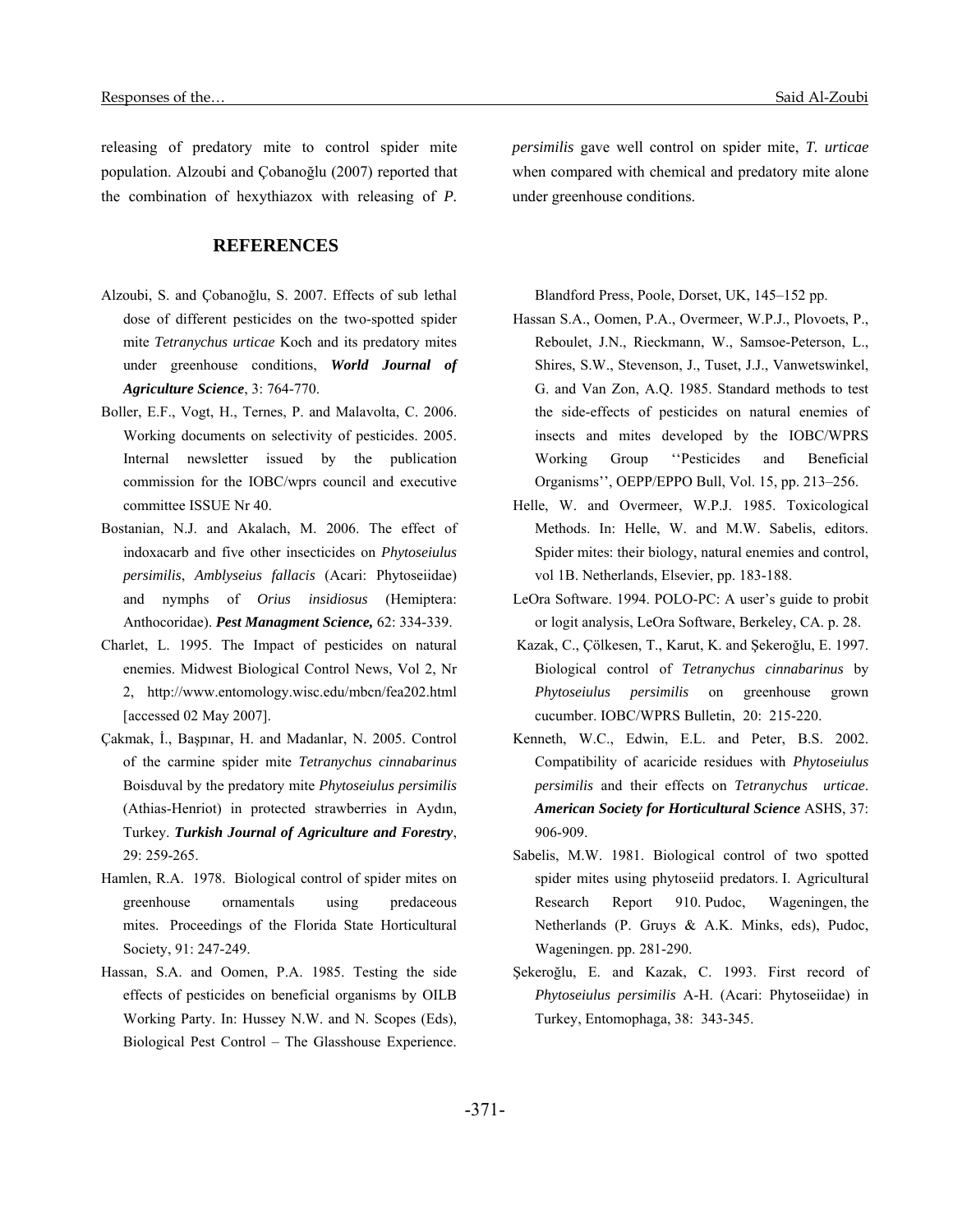releasing of predatory mite to control spider mite population. Alzoubi and Çobanoğlu (2007) reported that the combination of hexythiazox with releasing of *P. persimilis* gave well control on spider mite, *T. urticae* when compared with chemical and predatory mite alone under greenhouse conditions.

## REFERENCES

Alzoubi, S. and Çobanoğlu, S. 2007. Effects of sub lethal dose of different pesticides on the two-spotted spider mite *Tetranychus urticae* Koch and its predatory mites under greenhouse conditions, ***World Journal of Agriculture Science***, 3: 764-770.

Boller, E.F., Vogt, H., Ternes, P. and Malavolta, C. 2006. Working documents on selectivity of pesticides. 2005. Internal newsletter issued by the publication commission for the IOBC/wprs council and executive committee ISSUE Nr 40.

Bostanian, N.J. and Akalach, M. 2006. The effect of indoxacarb and five other insecticides on *Phytoseiulus persimilis*, *Amblyseius fallacis* (Acari: Phytoseiidae) and nymphs of *Orius insidiosus* (Hemiptera: Anthocoridae). ***Pest Managment Science,*** 62: 334-339.

Charlet, L. 1995. The Impact of pesticides on natural enemies. Midwest Biological Control News, Vol 2, Nr 2, http://www.entomology.wisc.edu/mbcn/fea202.html [accessed 02 May 2007].

Çakmak, İ., Başpınar, H. and Madanlar, N. 2005. Control of the carmine spider mite *Tetranychus cinnabarinus* Boisduval by the predatory mite *Phytoseiulus persimilis* (Athias-Henriot) in protected strawberries in Aydın, Turkey. ***Turkish Journal of Agriculture and Forestry***, 29: 259-265.

Hamlen, R.A. 1978. Biological control of spider mites on greenhouse ornamentals using predaceous mites. Proceedings of the Florida State Horticultural Society, 91: 247-249.

Hassan, S.A. and Oomen, P.A. 1985. Testing the side effects of pesticides on beneficial organisms by OILB Working Party. In: Hussey N.W. and N. Scopes (Eds), Biological Pest Control – The Glasshouse Experience. Blandford Press, Poole, Dorset, UK, 145–152 pp.

Hassan S.A., Oomen, P.A., Overmeer, W.P.J., Plovoets, P., Reboulet, J.N., Rieckmann, W., Samsoe-Peterson, L., Shires, S.W., Stevenson, J., Tuset, J.J., Vanwetswinkel, G. and Van Zon, A.Q. 1985. Standard methods to test the side-effects of pesticides on natural enemies of insects and mites developed by the IOBC/WPRS Working Group ''Pesticides and Beneficial Organisms'', OEPP/EPPO Bull, Vol. 15, pp. 213–256.

Helle, W. and Overmeer, W.P.J. 1985. Toxicological Methods. In: Helle, W. and M.W. Sabelis, editors. Spider mites: their biology, natural enemies and control, vol 1B. Netherlands, Elsevier, pp. 183-188.

LeOra Software. 1994. POLO-PC: A user's guide to probit or logit analysis, LeOra Software, Berkeley, CA. p. 28.

Kazak, C., Çölkesen, T., Karut, K. and Şekeroğlu, E. 1997. Biological control of *Tetranychus cinnabarinus* by *Phytoseiulus persimilis* on greenhouse grown cucumber. IOBC/WPRS Bulletin, 20: 215-220.

Kenneth, W.C., Edwin, E.L. and Peter, B.S. 2002. Compatibility of acaricide residues with *Phytoseiulus persimilis* and their effects on *Tetranychus urticae*. ***American Society for Horticultural Science*** ASHS, 37: 906-909.

Sabelis, M.W. 1981. Biological control of two spotted spider mites using phytoseiid predators. I. Agricultural Research Report 910. Pudoc, Wageningen, the Netherlands (P. Gruys & A.K. Minks, eds), Pudoc, Wageningen. pp. 281-290.

Şekeroğlu, E. and Kazak, C. 1993. First record of *Phytoseiulus persimilis* A-H. (Acari: Phytoseiidae) in Turkey, Entomophaga, 38: 343-345.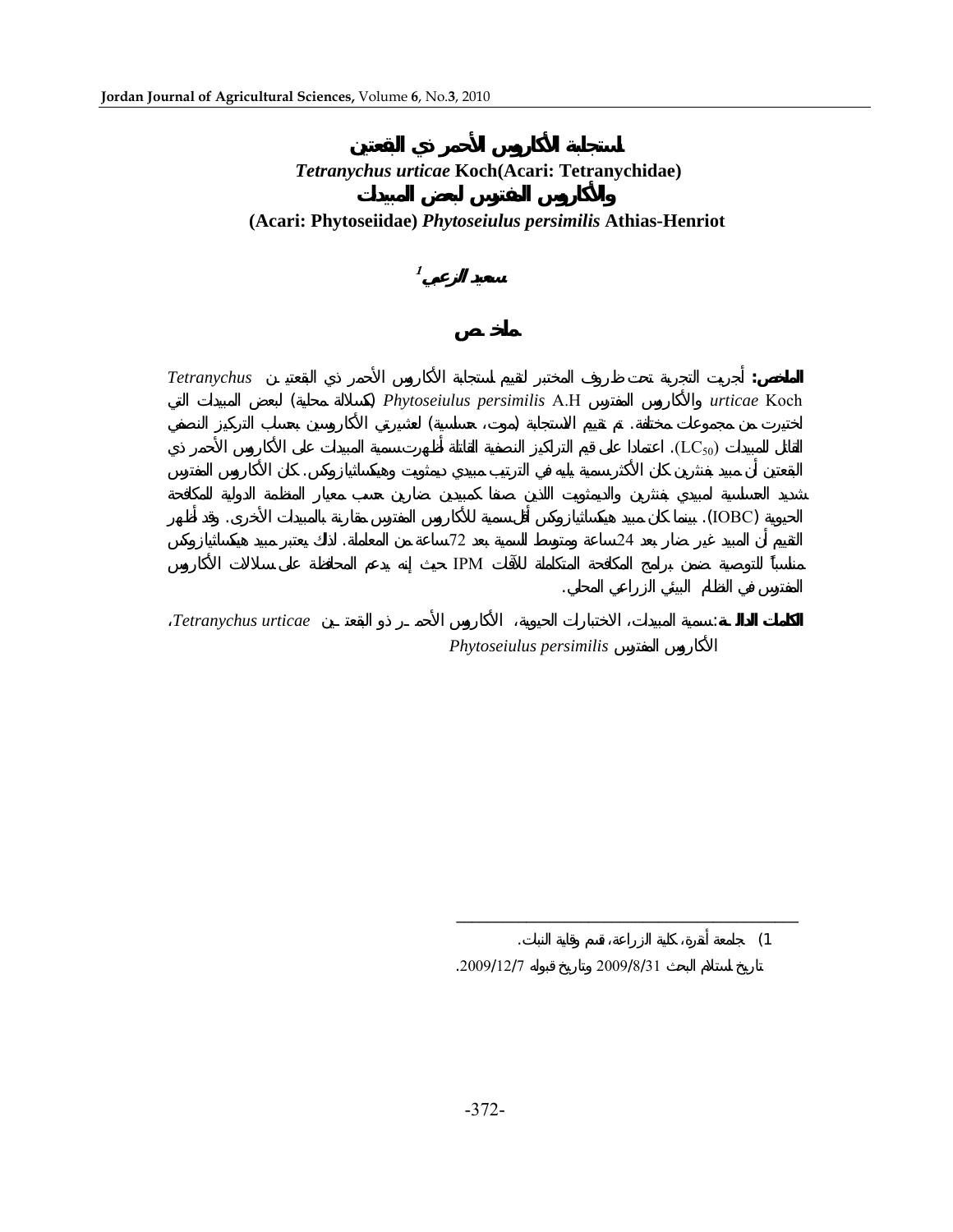# استجابة الأكاروس الأحمر ذي البقعتين

***Tetranychus urticae*** **Koch(Acari: Tetranychidae)**

# والأكاروس المفترس لبعض المبيدات

**(Acari: Phytoseiidae)** ***Phytoseiulus persimilis*** **Athias-Henriot**

**سعيد الزعبي**[1]

## ملخص

**الملخص:** أجريت التجربة تحت ظروف المختبر لتقييم استجابة الأكاروس الأحمر ذي البقعتين *Tetranychus urticae* Koch والأكاروس المفترس *Phytoseiulus persimilis* A.H (كسلالة محلية) لبعض المبيدات التي اختيرت من مجموعات مختلفة. تم تقييم الاستجابة (موت، حساسية) لعشيرتي الأكاروسين بحساب التركيز النصفي القاتل للمبيدات ($LC_{50}$). اعتمادا على قيم التراكيز النصفية القاتلة أظهرت سمية المبيدات على الأكاروس الأحمر ذي البقعتين أن مبيد بفنثرين كان الأكثر سمية يليه في الترتيب مبيدي ديمثويت وهيكساثيازوكس. كان الأكاروس المفترس شديد الحساسية لمبيدي بفنثرين والديمثويت اللذين صنفا كمبيدين ضارين حسب معيار المنظمة الدولية للمكافحة الحيوية (IOBC). بينما كان مبيد هيكساثيازوكس أقل سمية للأكاروس المفترس مقارنة بالمبيدات الأخرى. وقد أظهر التقييم أن المبيد غير ضار بعد 24 ساعة ومتوسط السمية بعد 72 ساعة من المعاملة. لذلك يعتبر مبيد هيكساثيازوكس مناسباً للتوصية ضمن برامج المكافحة المتكاملة للآفات IPM حيث إنه يدعم المحافظة على سلالات الأكاروس المفترس في النظام البيئي الزراعي المحلي.

**الكلمات الدالة:** سمية المبيدات، الاختبارات الحيوية، الأكاروس الأحمر ذو البقعتين *Tetranychus urticae*، الأكاروس المفترس *Phytoseiulus persimilis*

---

(1) جامعة أنقرة، كلية الزراعة، قسم وقاية النبات.

تاريخ استلام البحث 2009/8/31 وتاريخ قبوله 2009/12/7.